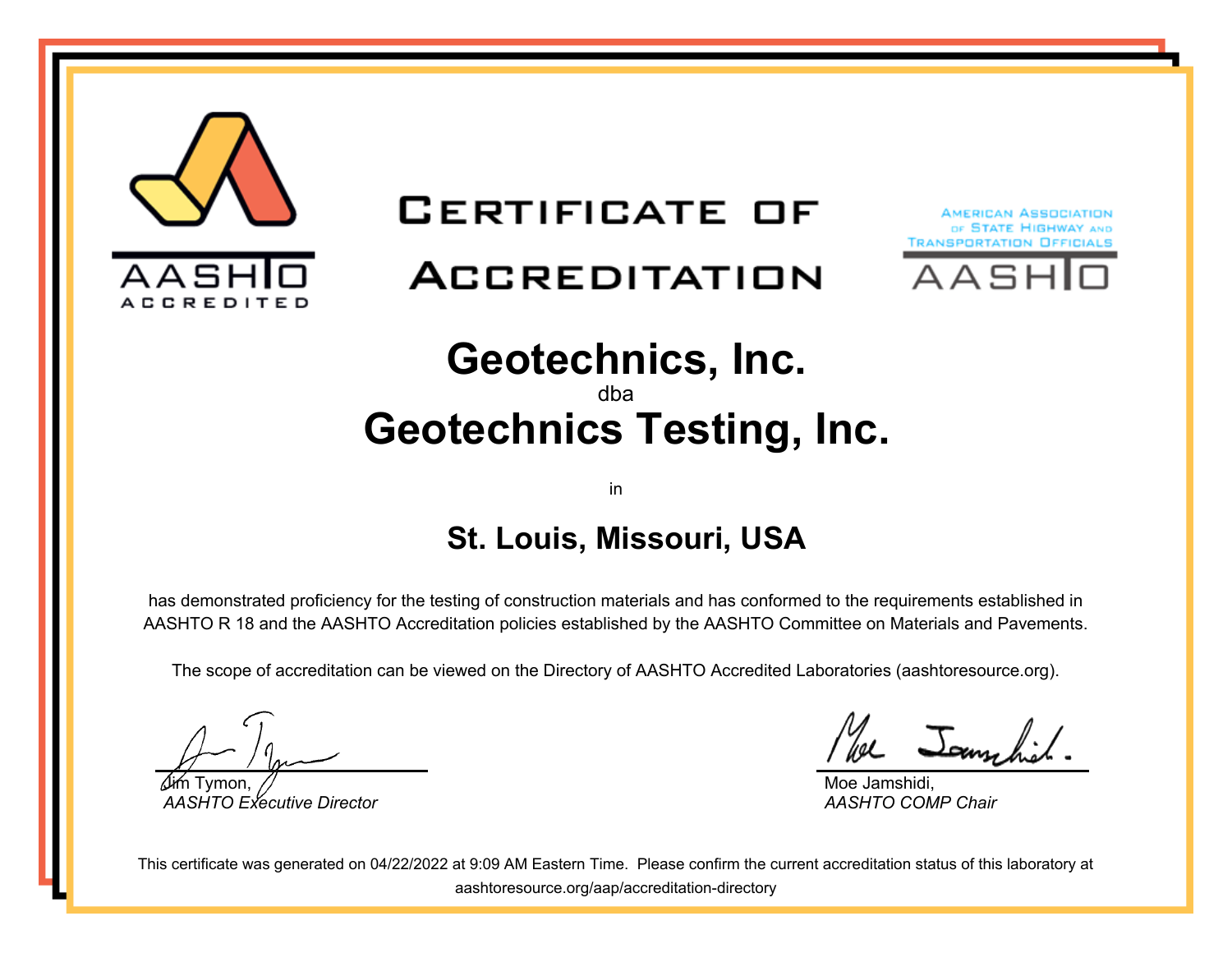AASHTO ACCREDITED

# Certificate of Accreditation

American Association of State Highway and Transportation Officials

AASHTO

## Geotechnics, Inc.

dba

## Geotechnics Testing, Inc.

in

### St. Louis, Missouri, USA

has demonstrated proficiency for the testing of construction materials and has conformed to the requirements established in AASHTO R 18 and the AASHTO Accreditation policies established by the AASHTO Committee on Materials and Pavements.

The scope of accreditation can be viewed on the Directory of AASHTO Accredited Laboratories (aashtoresource.org).

Jim Tymon,
*AASHTO Executive Director*

Moe Jamshidi,
*AASHTO COMP Chair*

This certificate was generated on 04/22/2022 at 9:09 AM Eastern Time. Please confirm the current accreditation status of this laboratory at aashtoresource.org/aap/accreditation-directory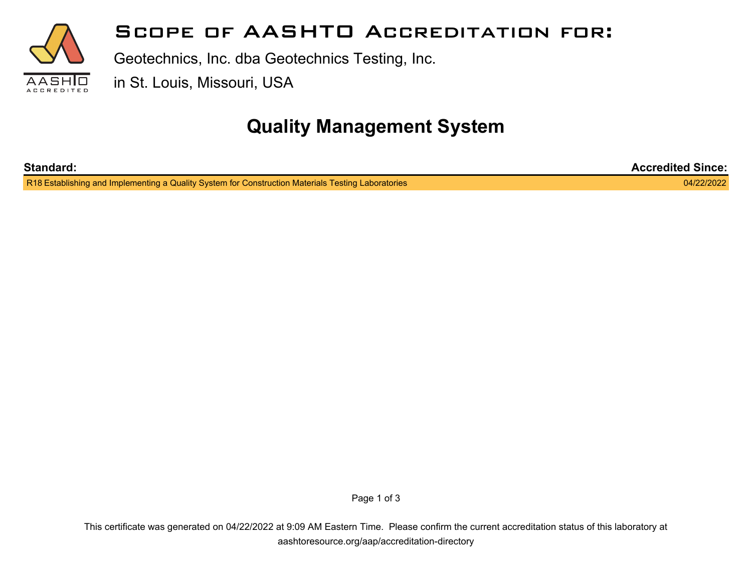# Scope of AASHTO Accreditation for:

Geotechnics, Inc. dba Geotechnics Testing, Inc.

in St. Louis, Missouri, USA

## Quality Management System

| Standard: | Accredited Since: |
|---|---|
| R18 Establishing and Implementing a Quality System for Construction Materials Testing Laboratories | 04/22/2022 |

This certificate was generated on 04/22/2022 at 9:09 AM Eastern Time. Please confirm the current accreditation status of this laboratory at aashtoresource.org/aap/accreditation-directory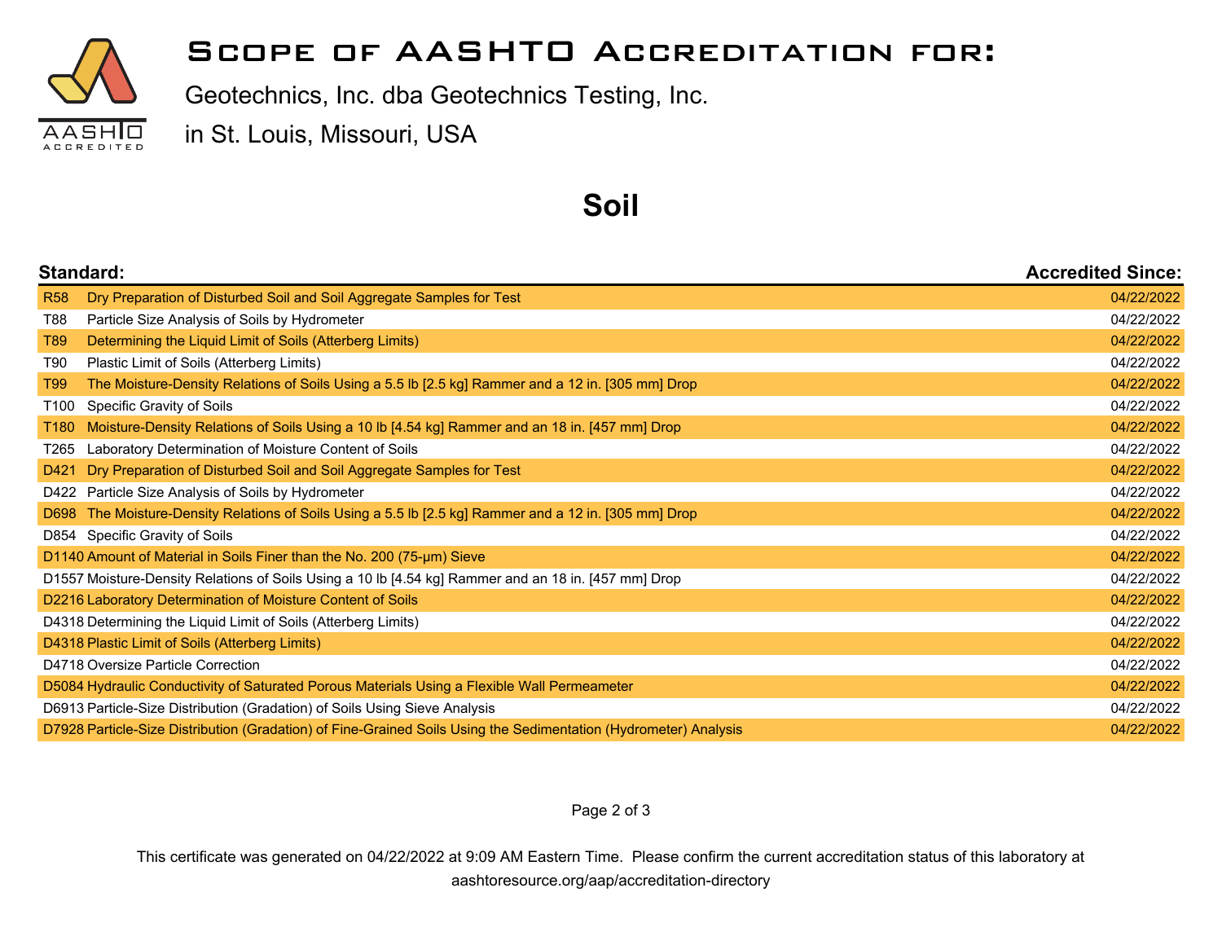# Scope of AASHTO Accreditation for:

Geotechnics, Inc. dba Geotechnics Testing, Inc.

in St. Louis, Missouri, USA

## Soil

| Standard: | | Accredited Since: |
|---|---|---|
| R58 | Dry Preparation of Disturbed Soil and Soil Aggregate Samples for Test | 04/22/2022 |
| T88 | Particle Size Analysis of Soils by Hydrometer | 04/22/2022 |
| T89 | Determining the Liquid Limit of Soils (Atterberg Limits) | 04/22/2022 |
| T90 | Plastic Limit of Soils (Atterberg Limits) | 04/22/2022 |
| T99 | The Moisture-Density Relations of Soils Using a 5.5 lb [2.5 kg] Rammer and a 12 in. [305 mm] Drop | 04/22/2022 |
| T100 | Specific Gravity of Soils | 04/22/2022 |
| T180 | Moisture-Density Relations of Soils Using a 10 lb [4.54 kg] Rammer and an 18 in. [457 mm] Drop | 04/22/2022 |
| T265 | Laboratory Determination of Moisture Content of Soils | 04/22/2022 |
| D421 | Dry Preparation of Disturbed Soil and Soil Aggregate Samples for Test | 04/22/2022 |
| D422 | Particle Size Analysis of Soils by Hydrometer | 04/22/2022 |
| D698 | The Moisture-Density Relations of Soils Using a 5.5 lb [2.5 kg] Rammer and a 12 in. [305 mm] Drop | 04/22/2022 |
| D854 | Specific Gravity of Soils | 04/22/2022 |
| D1140 | Amount of Material in Soils Finer than the No. 200 (75-μm) Sieve | 04/22/2022 |
| D1557 | Moisture-Density Relations of Soils Using a 10 lb [4.54 kg] Rammer and an 18 in. [457 mm] Drop | 04/22/2022 |
| D2216 | Laboratory Determination of Moisture Content of Soils | 04/22/2022 |
| D4318 | Determining the Liquid Limit of Soils (Atterberg Limits) | 04/22/2022 |
| D4318 | Plastic Limit of Soils (Atterberg Limits) | 04/22/2022 |
| D4718 | Oversize Particle Correction | 04/22/2022 |
| D5084 | Hydraulic Conductivity of Saturated Porous Materials Using a Flexible Wall Permeameter | 04/22/2022 |
| D6913 | Particle-Size Distribution (Gradation) of Soils Using Sieve Analysis | 04/22/2022 |
| D7928 | Particle-Size Distribution (Gradation) of Fine-Grained Soils Using the Sedimentation (Hydrometer) Analysis | 04/22/2022 |

This certificate was generated on 04/22/2022 at 9:09 AM Eastern Time. Please confirm the current accreditation status of this laboratory at aashtoresource.org/aap/accreditation-directory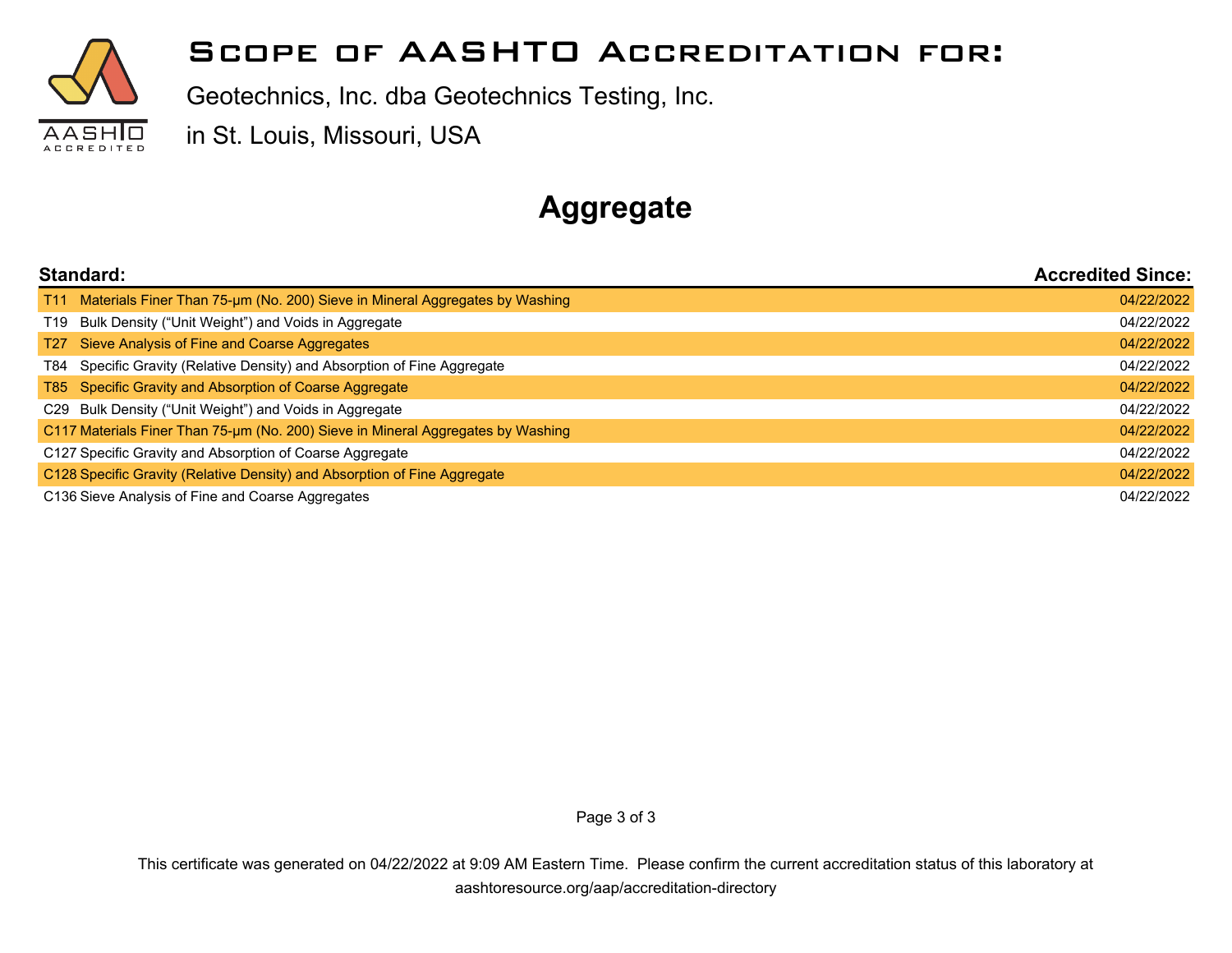# Scope of AASHTO Accreditation for:

Geotechnics, Inc. dba Geotechnics Testing, Inc.

in St. Louis, Missouri, USA

## Aggregate

| Standard: | | Accredited Since: |
|---|---|---|
| T11 | Materials Finer Than 75-μm (No. 200) Sieve in Mineral Aggregates by Washing | 04/22/2022 |
| T19 | Bulk Density (“Unit Weight”) and Voids in Aggregate | 04/22/2022 |
| T27 | Sieve Analysis of Fine and Coarse Aggregates | 04/22/2022 |
| T84 | Specific Gravity (Relative Density) and Absorption of Fine Aggregate | 04/22/2022 |
| T85 | Specific Gravity and Absorption of Coarse Aggregate | 04/22/2022 |
| C29 | Bulk Density (“Unit Weight”) and Voids in Aggregate | 04/22/2022 |
| C117 | Materials Finer Than 75-μm (No. 200) Sieve in Mineral Aggregates by Washing | 04/22/2022 |
| C127 | Specific Gravity and Absorption of Coarse Aggregate | 04/22/2022 |
| C128 | Specific Gravity (Relative Density) and Absorption of Fine Aggregate | 04/22/2022 |
| C136 | Sieve Analysis of Fine and Coarse Aggregates | 04/22/2022 |

This certificate was generated on 04/22/2022 at 9:09 AM Eastern Time. Please confirm the current accreditation status of this laboratory at aashtoresource.org/aap/accreditation-directory